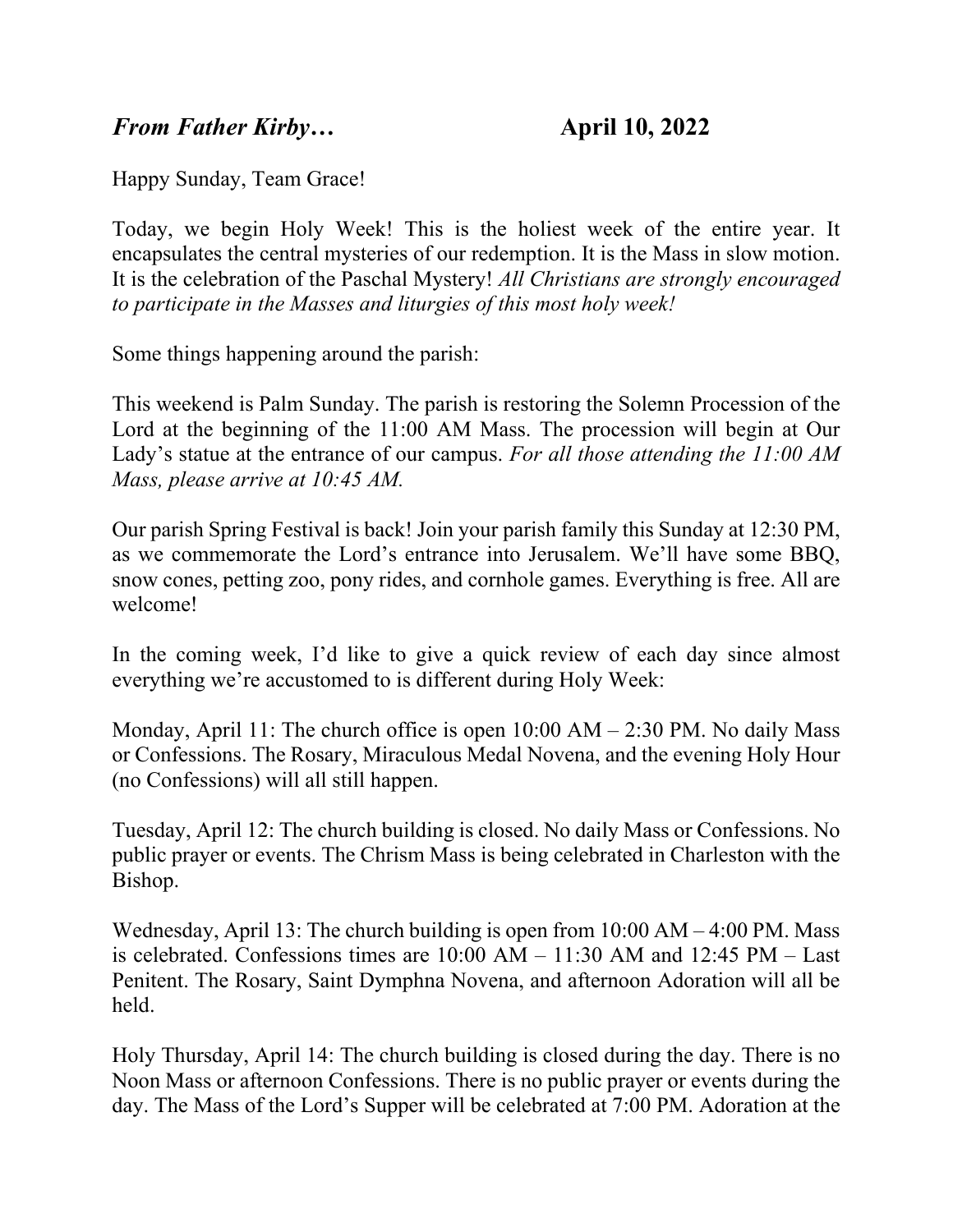***From Father Kirby…*** **April 10, 2022**

Happy Sunday, Team Grace!

Today, we begin Holy Week! This is the holiest week of the entire year. It encapsulates the central mysteries of our redemption. It is the Mass in slow motion. It is the celebration of the Paschal Mystery! *All Christians are strongly encouraged to participate in the Masses and liturgies of this most holy week!*

Some things happening around the parish:

This weekend is Palm Sunday. The parish is restoring the Solemn Procession of the Lord at the beginning of the 11:00 AM Mass. The procession will begin at Our Lady's statue at the entrance of our campus. *For all those attending the 11:00 AM Mass, please arrive at 10:45 AM.*

Our parish Spring Festival is back! Join your parish family this Sunday at 12:30 PM, as we commemorate the Lord's entrance into Jerusalem. We'll have some BBQ, snow cones, petting zoo, pony rides, and cornhole games. Everything is free. All are welcome!

In the coming week, I'd like to give a quick review of each day since almost everything we're accustomed to is different during Holy Week:

Monday, April 11: The church office is open 10:00 AM – 2:30 PM. No daily Mass or Confessions. The Rosary, Miraculous Medal Novena, and the evening Holy Hour (no Confessions) will all still happen.

Tuesday, April 12: The church building is closed. No daily Mass or Confessions. No public prayer or events. The Chrism Mass is being celebrated in Charleston with the Bishop.

Wednesday, April 13: The church building is open from 10:00 AM – 4:00 PM. Mass is celebrated. Confessions times are 10:00 AM – 11:30 AM and 12:45 PM – Last Penitent. The Rosary, Saint Dymphna Novena, and afternoon Adoration will all be held.

Holy Thursday, April 14: The church building is closed during the day. There is no Noon Mass or afternoon Confessions. There is no public prayer or events during the day. The Mass of the Lord's Supper will be celebrated at 7:00 PM. Adoration at the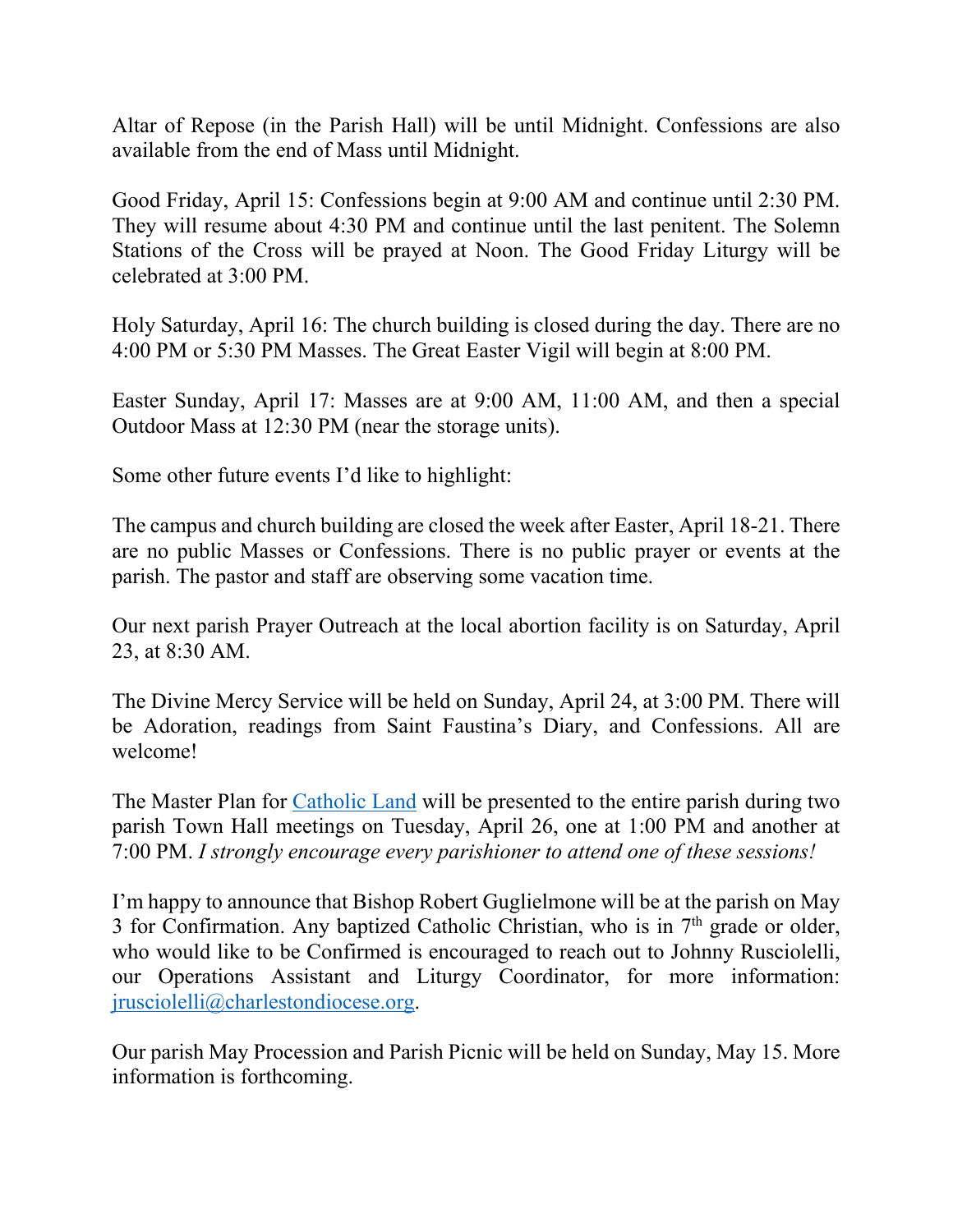Altar of Repose (in the Parish Hall) will be until Midnight. Confessions are also available from the end of Mass until Midnight.

Good Friday, April 15: Confessions begin at 9:00 AM and continue until 2:30 PM. They will resume about 4:30 PM and continue until the last penitent. The Solemn Stations of the Cross will be prayed at Noon. The Good Friday Liturgy will be celebrated at 3:00 PM.

Holy Saturday, April 16: The church building is closed during the day. There are no 4:00 PM or 5:30 PM Masses. The Great Easter Vigil will begin at 8:00 PM.

Easter Sunday, April 17: Masses are at 9:00 AM, 11:00 AM, and then a special Outdoor Mass at 12:30 PM (near the storage units).

Some other future events I'd like to highlight:

The campus and church building are closed the week after Easter, April 18-21. There are no public Masses or Confessions. There is no public prayer or events at the parish. The pastor and staff are observing some vacation time.

Our next parish Prayer Outreach at the local abortion facility is on Saturday, April 23, at 8:30 AM.

The Divine Mercy Service will be held on Sunday, April 24, at 3:00 PM. There will be Adoration, readings from Saint Faustina's Diary, and Confessions. All are welcome!

The Master Plan for Catholic Land will be presented to the entire parish during two parish Town Hall meetings on Tuesday, April 26, one at 1:00 PM and another at 7:00 PM. *I strongly encourage every parishioner to attend one of these sessions!*

I'm happy to announce that Bishop Robert Guglielmone will be at the parish on May 3 for Confirmation. Any baptized Catholic Christian, who is in 7th grade or older, who would like to be Confirmed is encouraged to reach out to Johnny Rusciolelli, our Operations Assistant and Liturgy Coordinator, for more information: jrusciolelli@charlestondiocese.org.

Our parish May Procession and Parish Picnic will be held on Sunday, May 15. More information is forthcoming.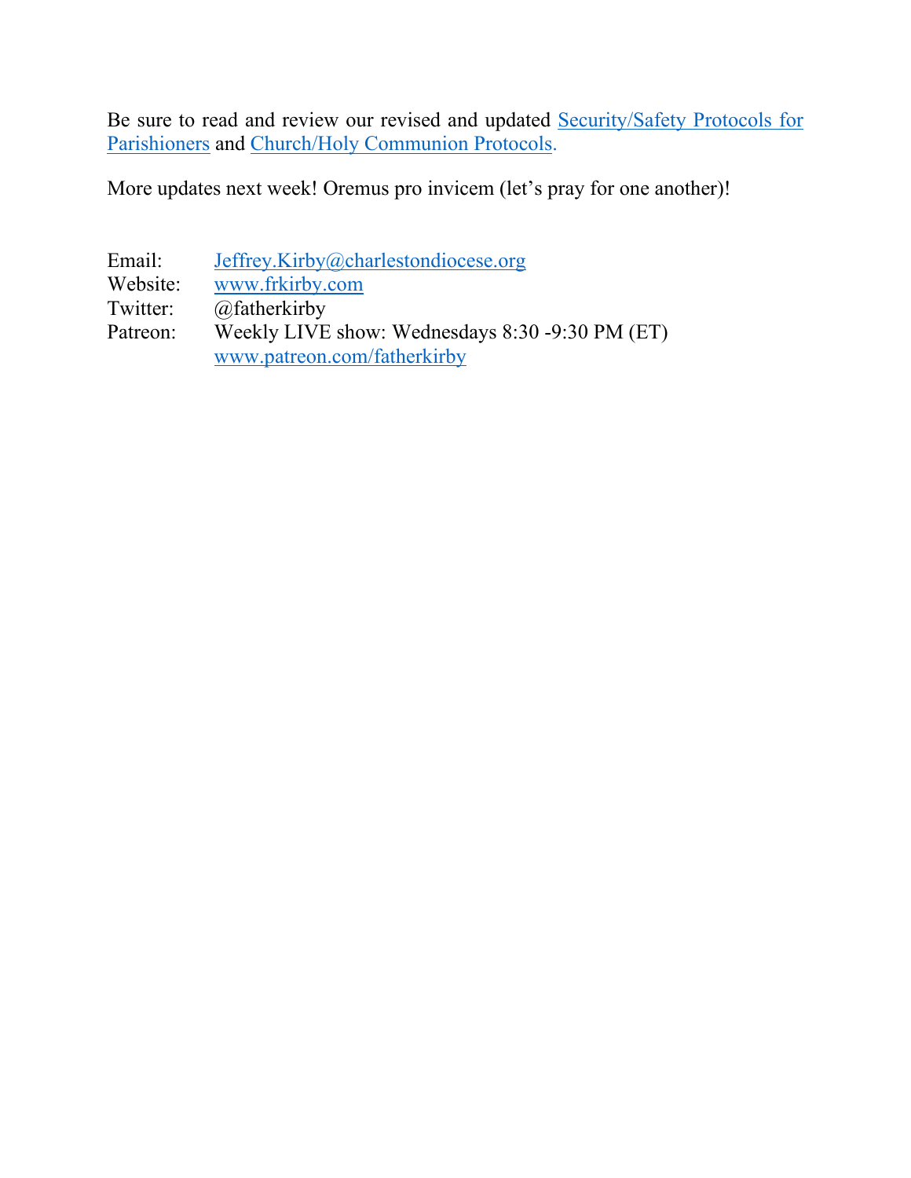Be sure to read and review our revised and updated Security/Safety Protocols for Parishioners and Church/Holy Communion Protocols.

More updates next week! Oremus pro invicem (let's pray for one another)!

| | |
|---|---|
| Email: | Jeffrey.Kirby@charlestondiocese.org |
| Website: | www.frkirby.com |
| Twitter: | @fatherkirby |
| Patreon: | Weekly LIVE show: Wednesdays 8:30 -9:30 PM (ET)<br>www.patreon.com/fatherkirby |